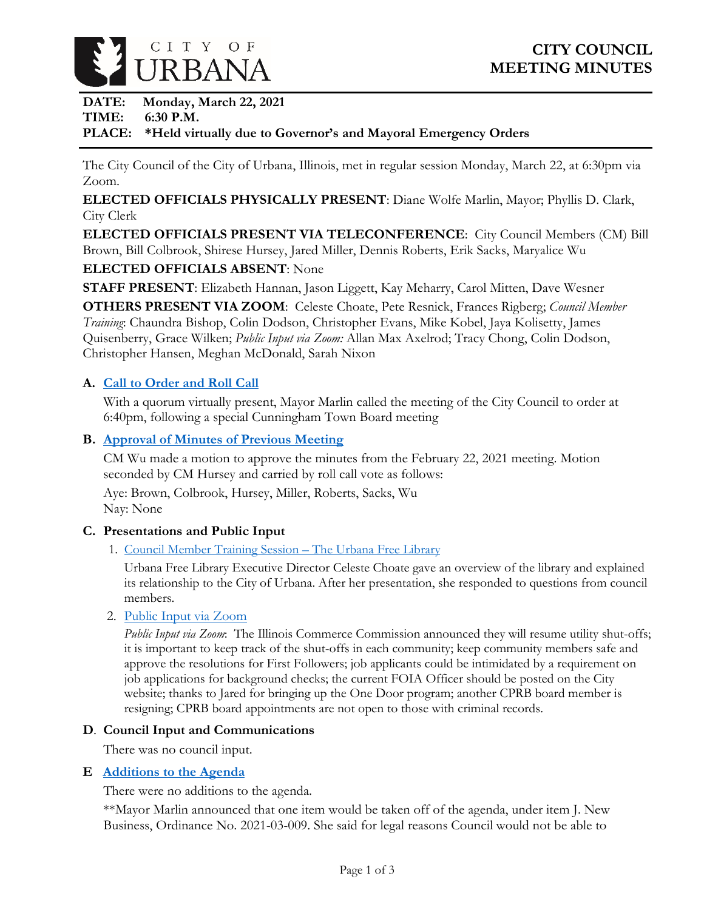CITY OF URBANA

# CITY COUNCIL MEETING MINUTES

**DATE: Monday, March 22, 2021**
**TIME: 6:30 P.M.**
**PLACE: \*Held virtually due to Governor's and Mayoral Emergency Orders**

The City Council of the City of Urbana, Illinois, met in regular session Monday, March 22, at 6:30pm via Zoom.

**ELECTED OFFICIALS PHYSICALLY PRESENT**: Diane Wolfe Marlin, Mayor; Phyllis D. Clark, City Clerk

**ELECTED OFFICIALS PRESENT VIA TELECONFERENCE**: City Council Members (CM) Bill Brown, Bill Colbrook, Shirese Hursey, Jared Miller, Dennis Roberts, Erik Sacks, Maryalice Wu

**ELECTED OFFICIALS ABSENT**: None

**STAFF PRESENT**: Elizabeth Hannan, Jason Liggett, Kay Meharry, Carol Mitten, Dave Wesner

**OTHERS PRESENT VIA ZOOM**: Celeste Choate, Pete Resnick, Frances Rigberg; *Council Member Training*: Chaundra Bishop, Colin Dodson, Christopher Evans, Mike Kobel, Jaya Kolisetty, James Quisenberry, Grace Wilken; *Public Input via Zoom:* Allan Max Axelrod; Tracy Chong, Colin Dodson, Christopher Hansen, Meghan McDonald, Sarah Nixon

## A. Call to Order and Roll Call

With a quorum virtually present, Mayor Marlin called the meeting of the City Council to order at 6:40pm, following a special Cunningham Town Board meeting

## B. Approval of Minutes of Previous Meeting

CM Wu made a motion to approve the minutes from the February 22, 2021 meeting. Motion seconded by CM Hursey and carried by roll call vote as follows:

Aye: Brown, Colbrook, Hursey, Miller, Roberts, Sacks, Wu
Nay: None

## C. Presentations and Public Input

1. Council Member Training Session – The Urbana Free Library

   Urbana Free Library Executive Director Celeste Choate gave an overview of the library and explained its relationship to the City of Urbana. After her presentation, she responded to questions from council members.

2. Public Input via Zoom

   *Public Input via Zoom*: The Illinois Commerce Commission announced they will resume utility shut-offs; it is important to keep track of the shut-offs in each community; keep community members safe and approve the resolutions for First Followers; job applicants could be intimidated by a requirement on job applications for background checks; the current FOIA Officer should be posted on the City website; thanks to Jared for bringing up the One Door program; another CPRB board member is resigning; CPRB board appointments are not open to those with criminal records.

## D. Council Input and Communications

There was no council input.

## E Additions to the Agenda

There were no additions to the agenda.

\*\*Mayor Marlin announced that one item would be taken off of the agenda, under item J. New Business, Ordinance No. 2021-03-009. She said for legal reasons Council would not be able to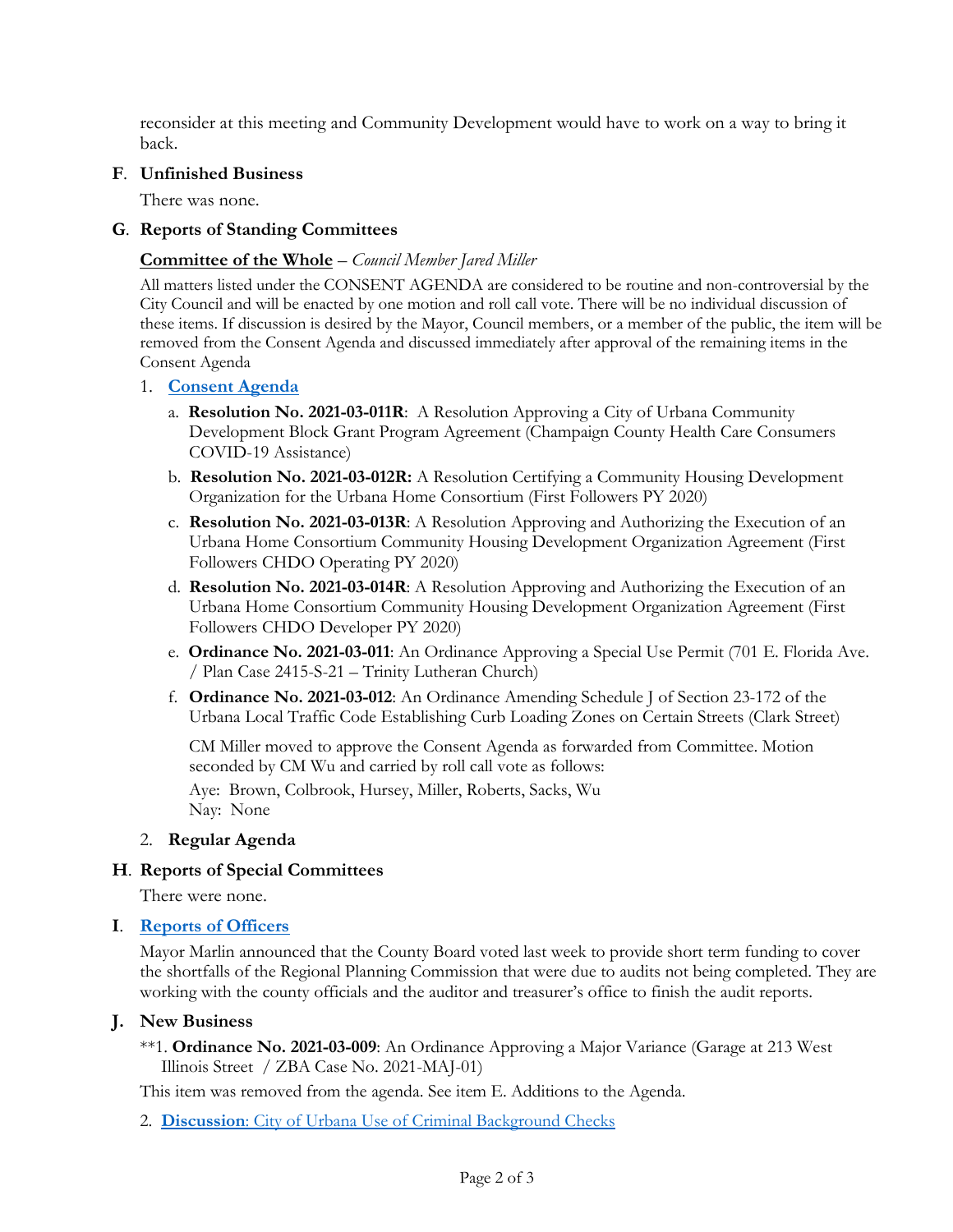reconsider at this meeting and Community Development would have to work on a way to bring it back.

**F. Unfinished Business**

There was none.

**G. Reports of Standing Committees**

**Committee of the Whole** – *Council Member Jared Miller*

All matters listed under the CONSENT AGENDA are considered to be routine and non-controversial by the City Council and will be enacted by one motion and roll call vote. There will be no individual discussion of these items. If discussion is desired by the Mayor, Council members, or a member of the public, the item will be removed from the Consent Agenda and discussed immediately after approval of the remaining items in the Consent Agenda

1. **Consent Agenda**
   a. **Resolution No. 2021-03-011R**: A Resolution Approving a City of Urbana Community Development Block Grant Program Agreement (Champaign County Health Care Consumers COVID-19 Assistance)
   b. **Resolution No. 2021-03-012R:** A Resolution Certifying a Community Housing Development Organization for the Urbana Home Consortium (First Followers PY 2020)
   c. **Resolution No. 2021-03-013R**: A Resolution Approving and Authorizing the Execution of an Urbana Home Consortium Community Housing Development Organization Agreement (First Followers CHDO Operating PY 2020)
   d. **Resolution No. 2021-03-014R**: A Resolution Approving and Authorizing the Execution of an Urbana Home Consortium Community Housing Development Organization Agreement (First Followers CHDO Developer PY 2020)
   e. **Ordinance No. 2021-03-011**: An Ordinance Approving a Special Use Permit (701 E. Florida Ave. / Plan Case 2415-S-21 – Trinity Lutheran Church)
   f. **Ordinance No. 2021-03-012**: An Ordinance Amending Schedule J of Section 23-172 of the Urbana Local Traffic Code Establishing Curb Loading Zones on Certain Streets (Clark Street)

   CM Miller moved to approve the Consent Agenda as forwarded from Committee. Motion seconded by CM Wu and carried by roll call vote as follows:

   Aye: Brown, Colbrook, Hursey, Miller, Roberts, Sacks, Wu
   Nay: None

2. **Regular Agenda**

**H. Reports of Special Committees**

There were none.

**I. Reports of Officers**

Mayor Marlin announced that the County Board voted last week to provide short term funding to cover the shortfalls of the Regional Planning Commission that were due to audits not being completed. They are working with the county officials and the auditor and treasurer's office to finish the audit reports.

**J. New Business**

**1. **Ordinance No. 2021-03-009**: An Ordinance Approving a Major Variance (Garage at 213 West Illinois Street / ZBA Case No. 2021-MAJ-01)

This item was removed from the agenda. See item E. Additions to the Agenda.

2. **Discussion**: City of Urbana Use of Criminal Background Checks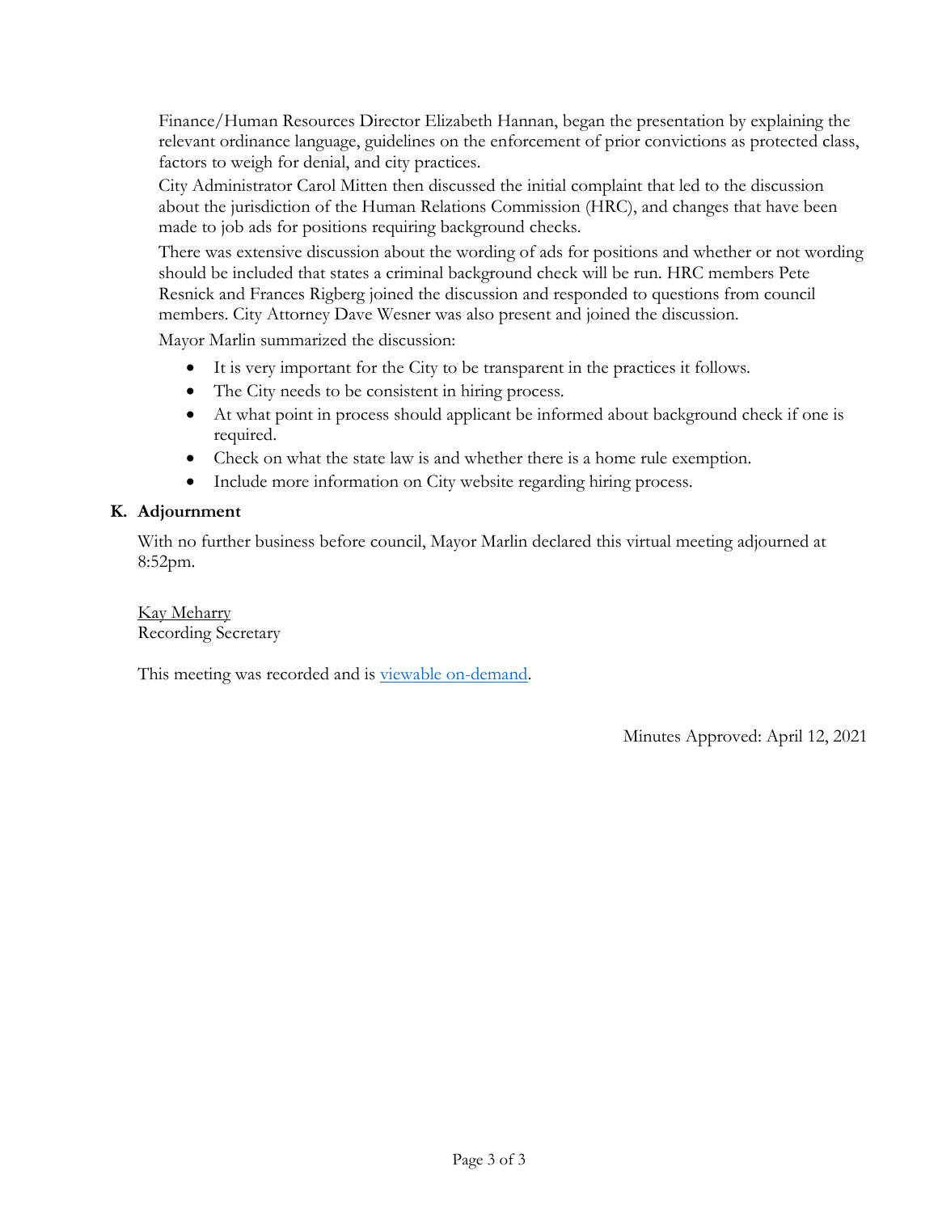Finance/Human Resources Director Elizabeth Hannan, began the presentation by explaining the relevant ordinance language, guidelines on the enforcement of prior convictions as protected class, factors to weigh for denial, and city practices.

City Administrator Carol Mitten then discussed the initial complaint that led to the discussion about the jurisdiction of the Human Relations Commission (HRC), and changes that have been made to job ads for positions requiring background checks.

There was extensive discussion about the wording of ads for positions and whether or not wording should be included that states a criminal background check will be run. HRC members Pete Resnick and Frances Rigberg joined the discussion and responded to questions from council members. City Attorney Dave Wesner was also present and joined the discussion.

Mayor Marlin summarized the discussion:

- It is very important for the City to be transparent in the practices it follows.
- The City needs to be consistent in hiring process.
- At what point in process should applicant be informed about background check if one is required.
- Check on what the state law is and whether there is a home rule exemption.
- Include more information on City website regarding hiring process.

## K. Adjournment

With no further business before council, Mayor Marlin declared this virtual meeting adjourned at 8:52pm.

Kay Meharry
Recording Secretary

This meeting was recorded and is viewable on-demand.

Minutes Approved: April 12, 2021